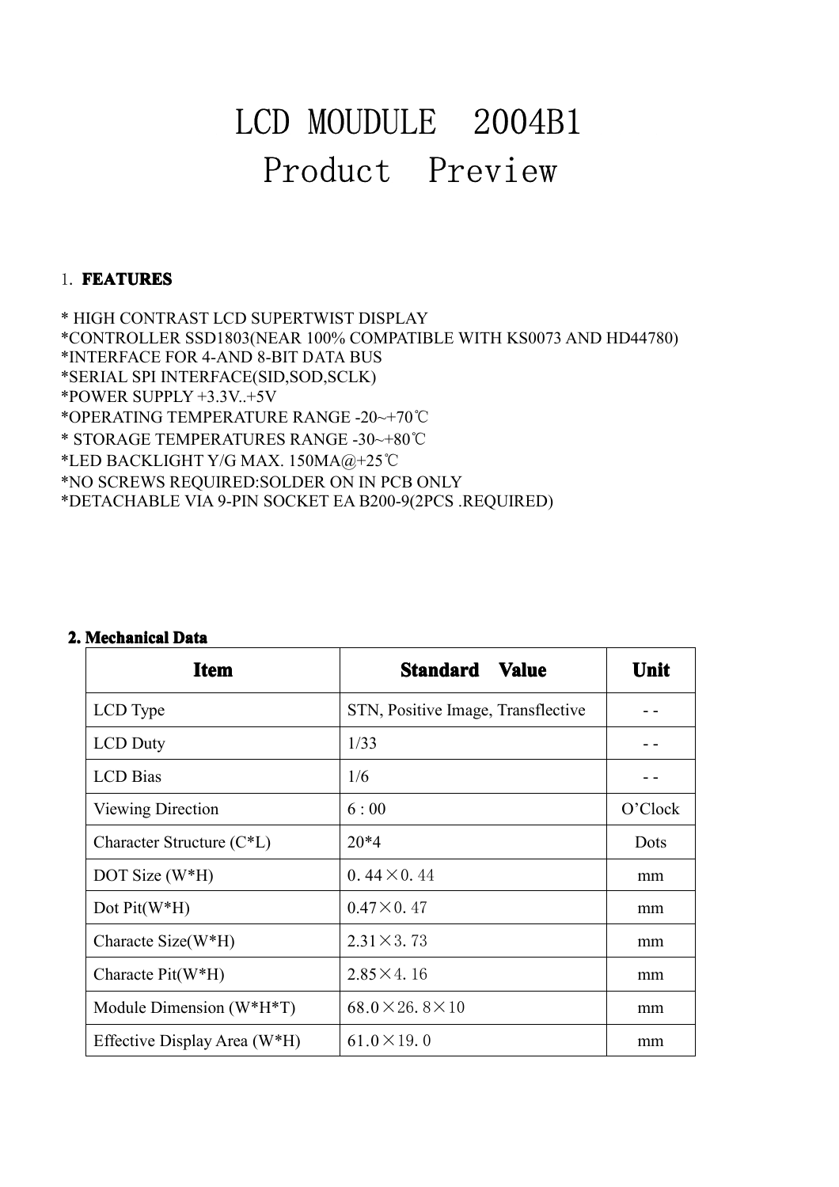# LCD MOUDULE 2004B1
# Product Preview

## 1. FEATURES

* HIGH CONTRAST LCD SUPERTWIST DISPLAY
*CONTROLLER SSD1803(NEAR 100% COMPATIBLE WITH KS0073 AND HD44780)
*INTERFACE FOR 4-AND 8-BIT DATA BUS
*SERIAL SPI INTERFACE(SID,SOD,SCLK)
*POWER SUPPLY +3.3V..+5V
*OPERATING TEMPERATURE RANGE -20~+70℃
* STORAGE TEMPERATURES RANGE -30~+80℃
*LED BACKLIGHT Y/G MAX. 150MA@+25℃
*NO SCREWS REQUIRED:SOLDER ON IN PCB ONLY
*DETACHABLE VIA 9-PIN SOCKET EA B200-9(2PCS .REQUIRED)

## 2. Mechanical Data

| Item | Standard Value | Unit |
|---|---|---|
| LCD Type | STN, Positive Image, Transflective | - - |
| LCD Duty | 1/33 | - - |
| LCD Bias | 1/6 | - - |
| Viewing Direction | 6 : 00 | O'Clock |
| Character Structure (C*L) | 20*4 | Dots |
| DOT Size (W*H) | 0.44×0.44 | mm |
| Dot Pit(W*H) | 0.47×0.47 | mm |
| Characte Size(W*H) | 2.31×3.73 | mm |
| Characte Pit(W*H) | 2.85×4.16 | mm |
| Module Dimension (W*H*T) | 68.0×26.8×10 | mm |
| Effective Display Area (W*H) | 61.0×19.0 | mm |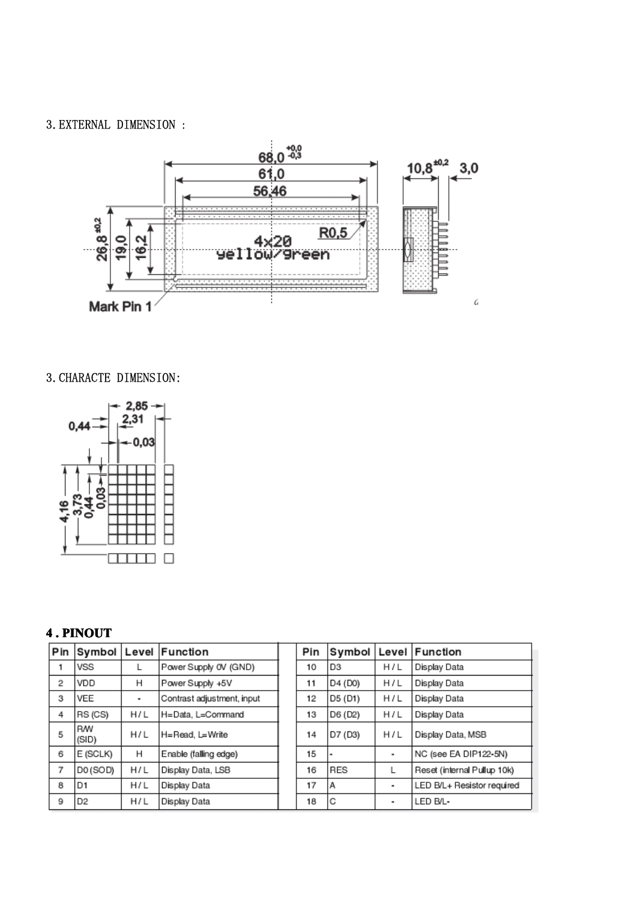3. EXTERNAL DIMENSION :

3. CHARACTE DIMENSION:

## 4 . PINOUT

| Pin | Symbol | Level | Function |
|---|---|---|---|
| 1 | VSS | L | Power Supply 0V (GND) |
| 2 | VDD | H | Power Supply +5V |
| 3 | VEE | - | Contrast adjustment, input |
| 4 | RS (CS) | H / L | H=Data, L=Command |
| 5 | R/W (SID) | H / L | H=Read, L=Write |
| 6 | E (SCLK) | H | Enable (falling edge) |
| 7 | D0 (SOD) | H / L | Display Data, LSB |
| 8 | D1 | H / L | Display Data |
| 9 | D2 | H / L | Display Data |
| 10 | D3 | H / L | Display Data |
| 11 | D4 (D0) | H / L | Display Data |
| 12 | D5 (D1) | H / L | Display Data |
| 13 | D6 (D2) | H / L | Display Data |
| 14 | D7 (D3) | H / L | Display Data, MSB |
| 15 | - | - | NC (see EA DIP122-5N) |
| 16 | RES | L | Reset (internal Pullup 10k) |
| 17 | A | - | LED B/L+ Resistor required |
| 18 | C | - | LED B/L- |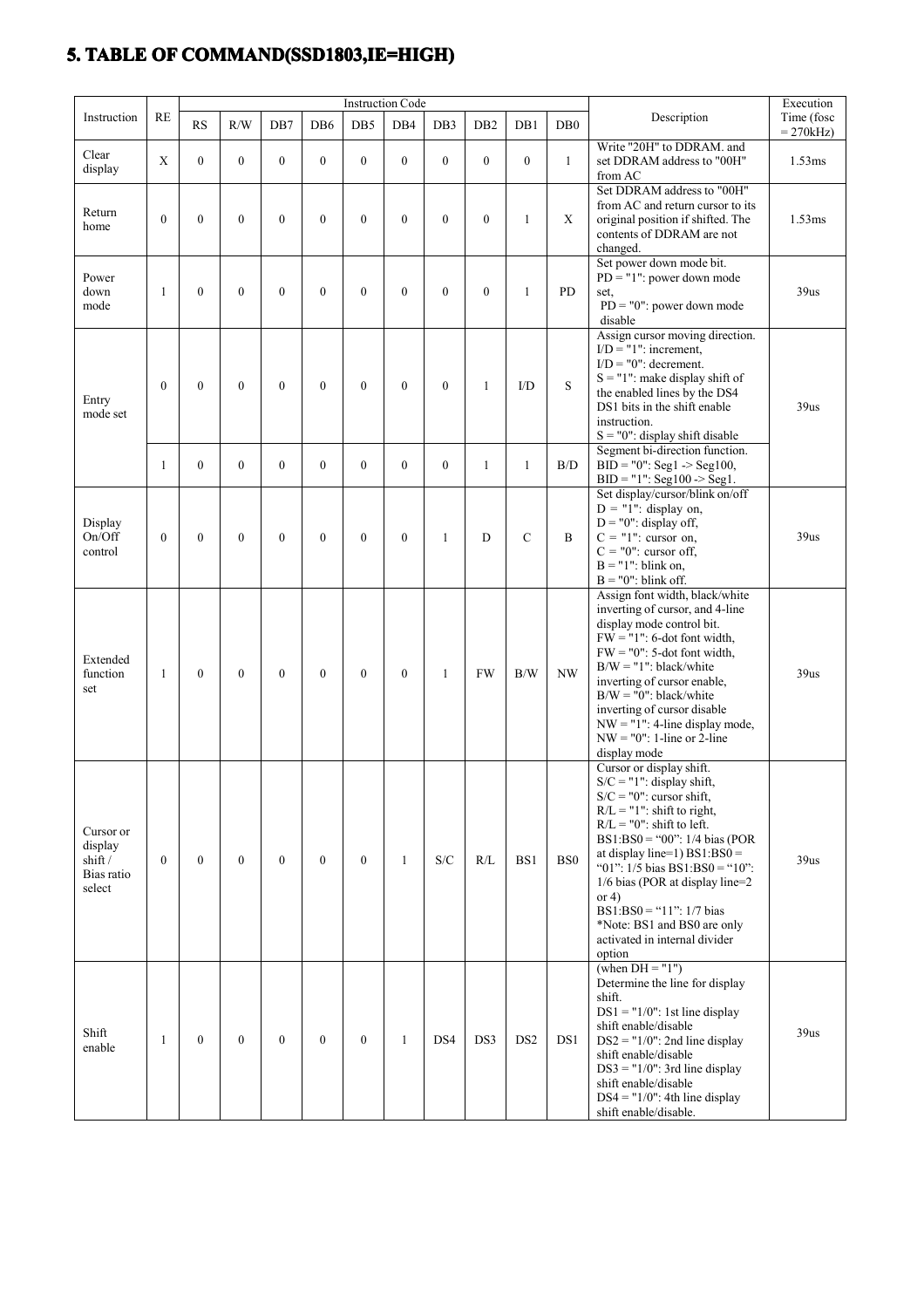## 5. TABLE OF COMMAND(SSD1803,IE=HIGH)

| Instruction | RE | Instruction Code | | | | | | | | | | Description | Execution Time (fosc = 270kHz) |
|---|---|---|---|---|---|---|---|---|---|---|---|---|---|
| | | RS | R/W | DB7 | DB6 | DB5 | DB4 | DB3 | DB2 | DB1 | DB0 | | |
| Clear display | X | 0 | 0 | 0 | 0 | 0 | 0 | 0 | 0 | 0 | 1 | Write "20H" to DDRAM. and set DDRAM address to "00H" from AC | 1.53ms |
| Return home | 0 | 0 | 0 | 0 | 0 | 0 | 0 | 0 | 0 | 1 | X | Set DDRAM address to "00H" from AC and return cursor to its original position if shifted. The contents of DDRAM are not changed. | 1.53ms |
| Power down mode | 1 | 0 | 0 | 0 | 0 | 0 | 0 | 0 | 0 | 1 | PD | Set power down mode bit. PD = "1": power down mode set, PD = "0": power down mode disable | 39us |
| Entry mode set | 0 | 0 | 0 | 0 | 0 | 0 | 0 | 0 | 1 | I/D | S | Assign cursor moving direction. I/D = "1": increment, I/D = "0": decrement. S = "1": make display shift of the enabled lines by the DS4 DS1 bits in the shift enable instruction. S = "0": display shift disable | 39us |
| | 1 | 0 | 0 | 0 | 0 | 0 | 0 | 0 | 1 | 1 | B/D | Segment bi-direction function. BID = "0": Seg1 -> Seg100, BID = "1": Seg100 -> Seg1. | |
| Display On/Off control | 0 | 0 | 0 | 0 | 0 | 0 | 0 | 1 | D | C | B | Set display/cursor/blink on/off D = "1": display on, D = "0": display off, C = "1": cursor on, C = "0": cursor off, B = "1": blink on, B = "0": blink off. | 39us |
| Extended function set | 1 | 0 | 0 | 0 | 0 | 0 | 0 | 1 | FW | B/W | NW | Assign font width, black/white inverting of cursor, and 4-line display mode control bit. FW = "1": 6-dot font width, FW = "0": 5-dot font width, B/W = "1": black/white inverting of cursor enable, B/W = "0": black/white inverting of cursor disable NW = "1": 4-line display mode, NW = "0": 1-line or 2-line display mode | 39us |
| Cursor or display shift / Bias ratio select | 0 | 0 | 0 | 0 | 0 | 0 | 1 | S/C | R/L | BS1 | BS0 | Cursor or display shift. S/C = "1": display shift, S/C = "0": cursor shift, R/L = "1": shift to right, R/L = "0": shift to left. BS1:BS0 = "00": 1/4 bias (POR at display line=1) BS1:BS0 = "01": 1/5 bias BS1:BS0 = "10": 1/6 bias (POR at display line=2 or 4) BS1:BS0 = "11": 1/7 bias *Note: BS1 and BS0 are only activated in internal divider option | 39us |
| Shift enable | 1 | 0 | 0 | 0 | 0 | 0 | 1 | DS4 | DS3 | DS2 | DS1 | (when DH = "1") Determine the line for display shift. DS1 = "1/0": 1st line display shift enable/disable DS2 = "1/0": 2nd line display shift enable/disable DS3 = "1/0": 3rd line display shift enable/disable DS4 = "1/0": 4th line display shift enable/disable. | 39us |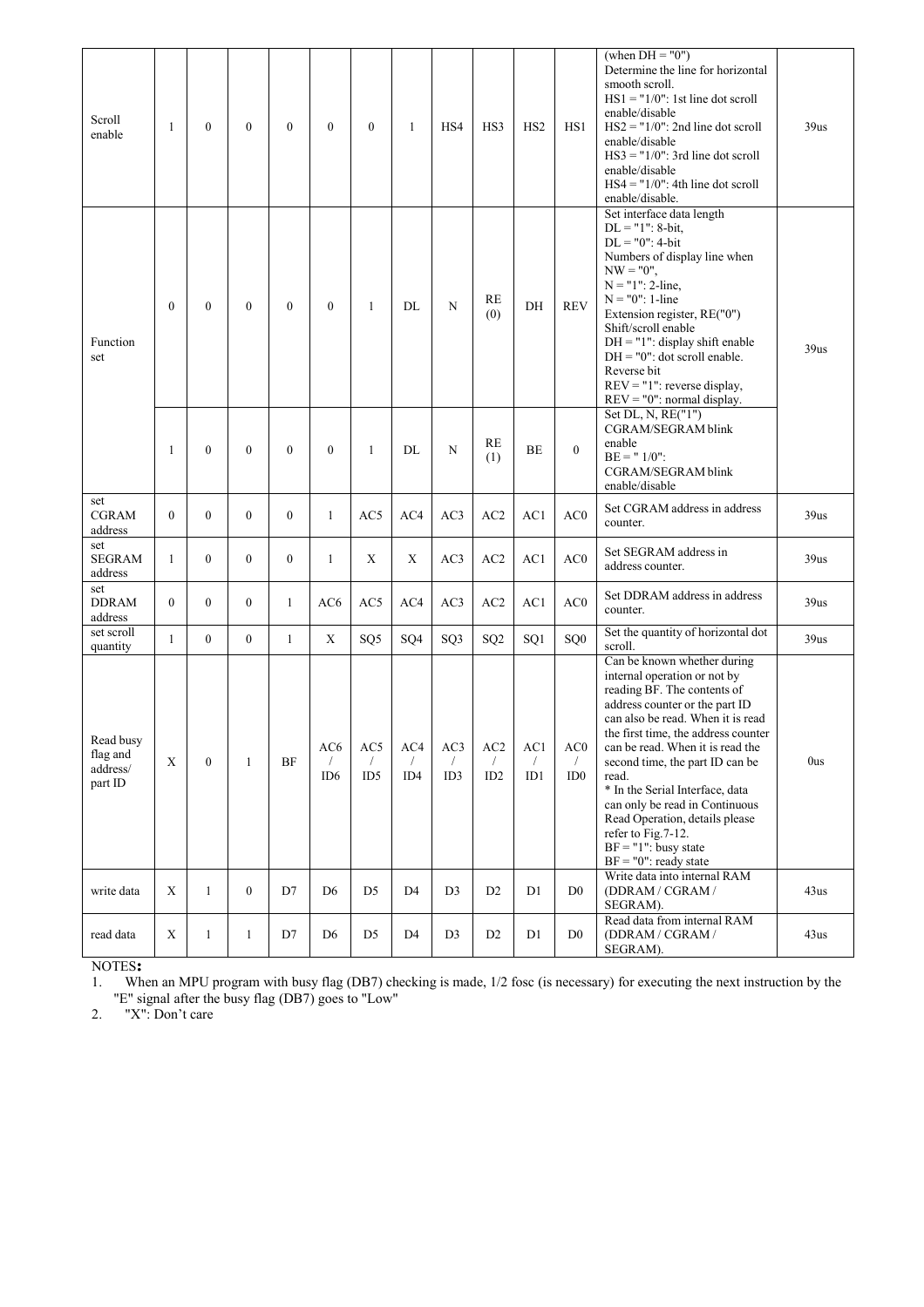| Scroll enable | 1 | 0 | 0 | 0 | 0 | 0 | 1 | HS4 | HS3 | HS2 | HS1 | (when DH = "0") Determine the line for horizontal smooth scroll. HS1 = "1/0": 1st line dot scroll enable/disable HS2 = "1/0": 2nd line dot scroll enable/disable HS3 = "1/0": 3rd line dot scroll enable/disable HS4 = "1/0": 4th line dot scroll enable/disable. | 39us |
|---|---|---|---|---|---|---|---|---|---|---|---|---|---|
| Function set | 0 | 0 | 0 | 0 | 0 | 1 | DL | N | RE (0) | DH | REV | Set interface data length DL = "1": 8-bit, DL = "0": 4-bit Numbers of display line when NW = "0", N = "1": 2-line, N = "0": 1-line Extension register, RE("0") Shift/scroll enable DH = "1": display shift enable DH = "0": dot scroll enable. Reverse bit REV = "1": reverse display, REV = "0": normal display. | 39us |
| | 1 | 0 | 0 | 0 | 0 | 1 | DL | N | RE (1) | BE | 0 | Set DL, N, RE("1") CGRAM/SEGRAM blink enable BE = " 1/0": CGRAM/SEGRAM blink enable/disable | |
| set CGRAM address | 0 | 0 | 0 | 0 | 1 | AC5 | AC4 | AC3 | AC2 | AC1 | AC0 | Set CGRAM address in address counter. | 39us |
| set SEGRAM address | 1 | 0 | 0 | 0 | 1 | X | X | AC3 | AC2 | AC1 | AC0 | Set SEGRAM address in address counter. | 39us |
| set DDRAM address | 0 | 0 | 0 | 1 | AC6 | AC5 | AC4 | AC3 | AC2 | AC1 | AC0 | Set DDRAM address in address counter. | 39us |
| set scroll quantity | 1 | 0 | 0 | 1 | X | SQ5 | SQ4 | SQ3 | SQ2 | SQ1 | SQ0 | Set the quantity of horizontal dot scroll. | 39us |
| Read busy flag and address/ part ID | X | 0 | 1 | BF | AC6 / ID6 | AC5 / ID5 | AC4 / ID4 | AC3 / ID3 | AC2 / ID2 | AC1 / ID1 | AC0 / ID0 | Can be known whether during internal operation or not by reading BF. The contents of address counter or the part ID can also be read. When it is read the first time, the address counter can be read. When it is read the second time, the part ID can be read. * In the Serial Interface, data can only be read in Continuous Read Operation, details please refer to Fig.7-12. BF = "1": busy state BF = "0": ready state | 0us |
| write data | X | 1 | 0 | D7 | D6 | D5 | D4 | D3 | D2 | D1 | D0 | Write data into internal RAM (DDRAM / CGRAM / SEGRAM). | 43us |
| read data | X | 1 | 1 | D7 | D6 | D5 | D4 | D3 | D2 | D1 | D0 | Read data from internal RAM (DDRAM / CGRAM / SEGRAM). | 43us |

NOTES:

1. When an MPU program with busy flag (DB7) checking is made, 1/2 fosc (is necessary) for executing the next instruction by the "E" signal after the busy flag (DB7) goes to "Low"
2. "X": Don't care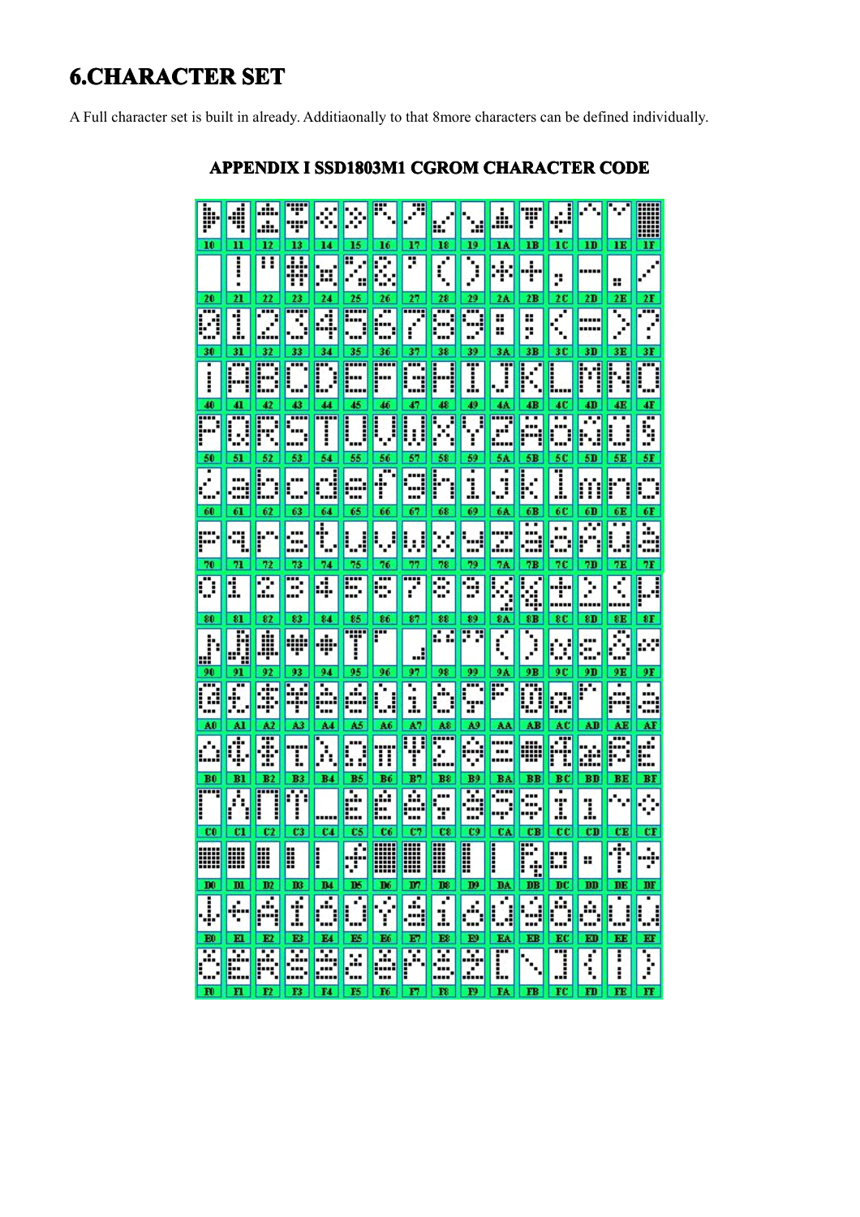# 6.CHARACTER SET

A Full character set is built in already. Additiaonally to that 8more characters can be defined individually.

## APPENDIX I SSD1803M1 CGROM CHARACTER CODE

10 11 12 13 14 15 16 17 18 19 1A 1B 1C 1D 1E 1F

20 21 22 23 24 25 26 27 28 29 2A 2B 2C 2D 2E 2F

30 31 32 33 34 35 36 37 38 39 3A 3B 3C 3D 3E 3F

40 41 42 43 44 45 46 47 48 49 4A 4B 4C 4D 4E 4F

50 51 52 53 54 55 56 57 58 59 5A 5B 5C 5D 5E 5F

60 61 62 63 64 65 66 67 68 69 6A 6B 6C 6D 6E 6F

70 71 72 73 74 75 76 77 78 79 7A 7B 7C 7D 7E 7F

80 81 82 83 84 85 86 87 88 89 8A 8B 8C 8D 8E 8F

90 91 92 93 94 95 96 97 98 99 9A 9B 9C 9D 9E 9F

A0 A1 A2 A3 A4 A5 A6 A7 A8 A9 AA AB AC AD AE AF

B0 B1 B2 B3 B4 B5 B6 B7 B8 B9 BA BB BC BD BE BF

C0 C1 C2 C3 C4 C5 C6 C7 C8 C9 CA CB CC CD CE CF

D0 D1 D2 D3 D4 D5 D6 D7 D8 D9 DA DB DC DD DE DF

E0 E1 E2 E3 E4 E5 E6 E7 E8 E9 EA EB EC ED EE EF

F0 F1 F2 F3 F4 F5 F6 F7 F8 F9 FA FB FC FD FE FF